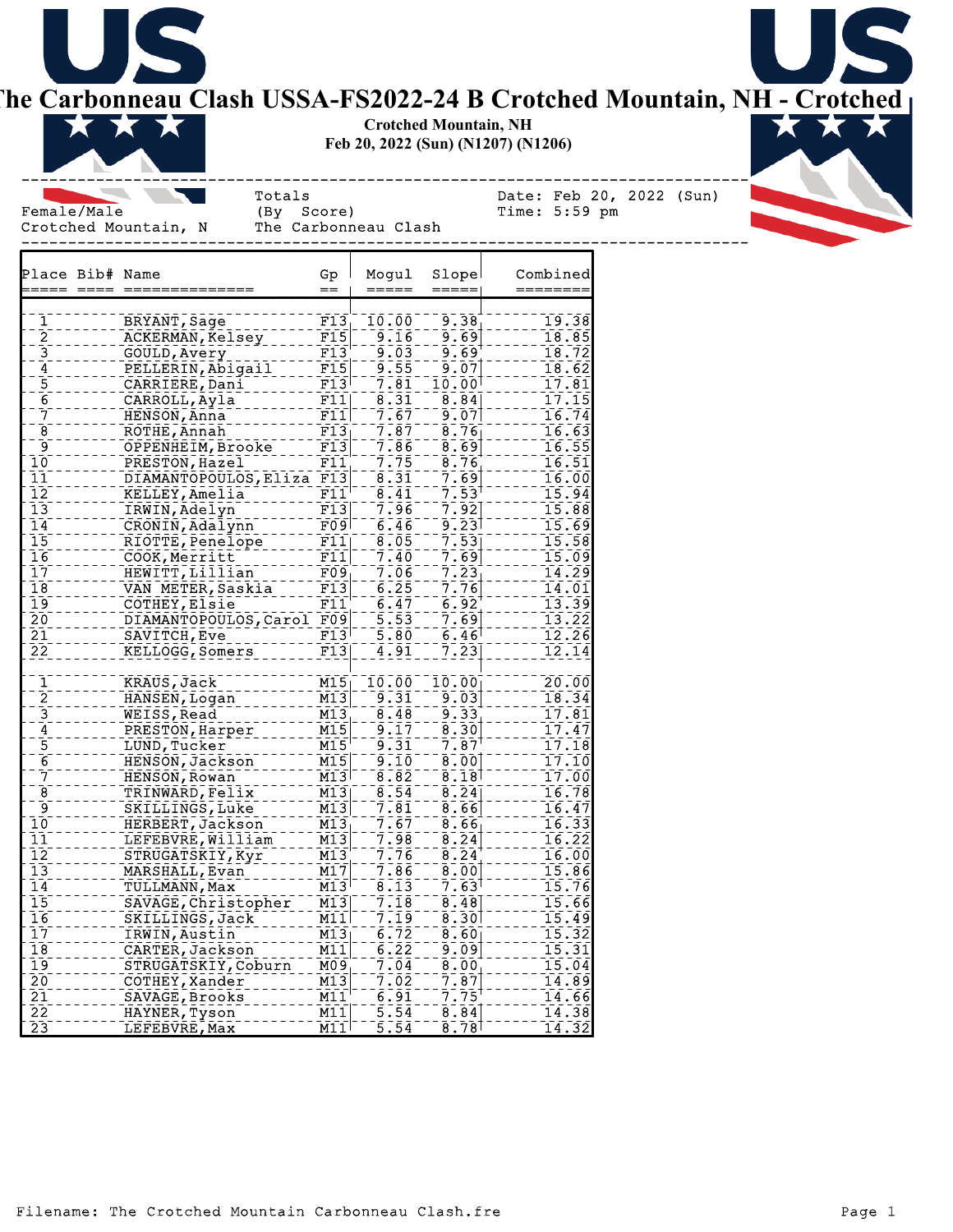# The Carbonneau Clash USSA-FS2022-24 B Crotched Mountain, NH - Crotched

**Crotched Mountain, NH**
**Feb 20, 2022 (Sun) (N1207) (N1206)**

Female/Male
Crotched Mountain, N

Totals
(By Score)
The Carbonneau Clash

Date: Feb 20, 2022 (Sun)
Time: 5:59 pm

| Place | Bib# | Name | Gp | Mogul | Slope | Combined |
|---|---|---|---|---|---|---|
| 1 | | BRYANT,Sage | F13 | 10.00 | 9.38 | 19.38 |
| 2 | | ACKERMAN,Kelsey | F15 | 9.16 | 9.69 | 18.85 |
| 3 | | GOULD,Avery | F13 | 9.03 | 9.69 | 18.72 |
| 4 | | PELLERIN,Abigail | F15 | 9.55 | 9.07 | 18.62 |
| 5 | | CARRIERE,Dani | F13 | 7.81 | 10.00 | 17.81 |
| 6 | | CARROLL,Ayla | F11 | 8.31 | 8.84 | 17.15 |
| 7 | | HENSON,Anna | F11 | 7.67 | 9.07 | 16.74 |
| 8 | | ROTHE,Annah | F13 | 7.87 | 8.76 | 16.63 |
| 9 | | OPPENHEIM,Brooke | F13 | 7.86 | 8.69 | 16.55 |
| 10 | | PRESTON,Hazel | F11 | 7.75 | 8.76 | 16.51 |
| 11 | | DIAMANTOPOULOS,Eliza | F13 | 8.31 | 7.69 | 16.00 |
| 12 | | KELLEY,Amelia | F11 | 8.41 | 7.53 | 15.94 |
| 13 | | IRWIN,Adelyn | F13 | 7.96 | 7.92 | 15.88 |
| 14 | | CRONIN,Adalynn | F09 | 6.46 | 9.23 | 15.69 |
| 15 | | RIOTTE,Penelope | F11 | 8.05 | 7.53 | 15.58 |
| 16 | | COOK,Merritt | F11 | 7.40 | 7.69 | 15.09 |
| 17 | | HEWITT,Lillian | F09 | 7.06 | 7.23 | 14.29 |
| 18 | | VAN METER,Saskia | F13 | 6.25 | 7.76 | 14.01 |
| 19 | | COTHEY,Elsie | F11 | 6.47 | 6.92 | 13.39 |
| 20 | | DIAMANTOPOULOS,Carol | F09 | 5.53 | 7.69 | 13.22 |
| 21 | | SAVITCH,Eve | F13 | 5.80 | 6.46 | 12.26 |
| 22 | | KELLOGG,Somers | F13 | 4.91 | 7.23 | 12.14 |
| | | | | | | |
| 1 | | KRAUS,Jack | M15 | 10.00 | 10.00 | 20.00 |
| 2 | | HANSEN,Logan | M13 | 9.31 | 9.03 | 18.34 |
| 3 | | WEISS,Read | M13 | 8.48 | 9.33 | 17.81 |
| 4 | | PRESTON,Harper | M15 | 9.17 | 8.30 | 17.47 |
| 5 | | LUND,Tucker | M15 | 9.31 | 7.87 | 17.18 |
| 6 | | HENSON,Jackson | M15 | 9.10 | 8.00 | 17.10 |
| 7 | | HENSON,Rowan | M13 | 8.82 | 8.18 | 17.00 |
| 8 | | TRINWARD,Felix | M13 | 8.54 | 8.24 | 16.78 |
| 9 | | SKILLINGS,Luke | M13 | 7.81 | 8.66 | 16.47 |
| 10 | | HERBERT,Jackson | M13 | 7.67 | 8.66 | 16.33 |
| 11 | | LEFEBVRE,William | M13 | 7.98 | 8.24 | 16.22 |
| 12 | | STRUGATSKIY,Kyr | M13 | 7.76 | 8.24 | 16.00 |
| 13 | | MARSHALL,Evan | M17 | 7.86 | 8.00 | 15.86 |
| 14 | | TULLMANN,Max | M13 | 8.13 | 7.63 | 15.76 |
| 15 | | SAVAGE,Christopher | M13 | 7.18 | 8.48 | 15.66 |
| 16 | | SKILLINGS,Jack | M11 | 7.19 | 8.30 | 15.49 |
| 17 | | IRWIN,Austin | M13 | 6.72 | 8.60 | 15.32 |
| 18 | | CARTER,Jackson | M11 | 6.22 | 9.09 | 15.31 |
| 19 | | STRUGATSKIY,Coburn | M09 | 7.04 | 8.00 | 15.04 |
| 20 | | COTHEY,Xander | M13 | 7.02 | 7.87 | 14.89 |
| 21 | | SAVAGE,Brooks | M11 | 6.91 | 7.75 | 14.66 |
| 22 | | HAYNER,Tyson | M11 | 5.54 | 8.84 | 14.38 |
| 23 | | LEFEBVRE,Max | M11 | 5.54 | 8.78 | 14.32 |

Filename: The Crotched Mountain Carbonneau Clash.fre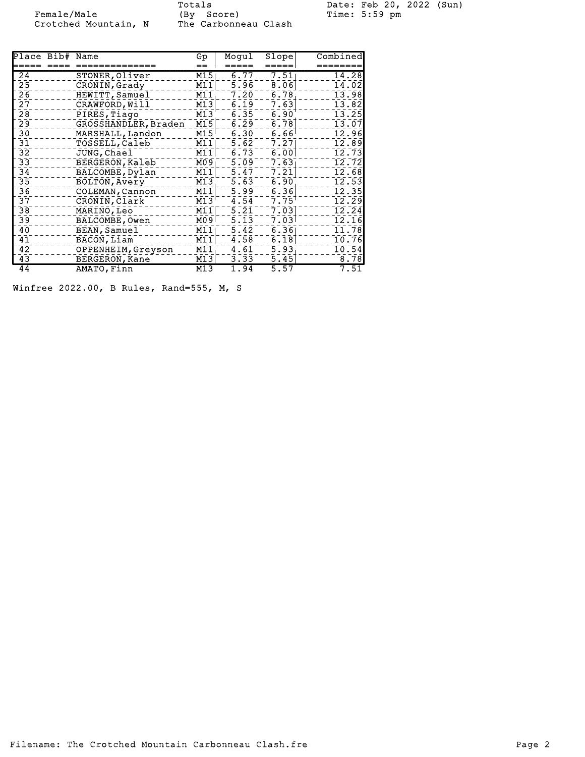Female/Male
Crotched Mountain, N

Totals
(By Score)
The Carbonneau Clash

Date: Feb 20, 2022 (Sun)
Time: 5:59 pm

| Place | Bib# | Name | Gp | Mogul | Slope | Combined |
|---|---|---|---|---|---|---|
| 24 | | STONER, Oliver | M15 | 6.77 | 7.51 | 14.28 |
| 25 | | CRONIN, Grady | M11 | 5.96 | 8.06 | 14.02 |
| 26 | | HEWITT, Samuel | M11 | 7.20 | 6.78 | 13.98 |
| 27 | | CRAWFORD, Will | M13 | 6.19 | 7.63 | 13.82 |
| 28 | | PIRES, Tiago | M13 | 6.35 | 6.90 | 13.25 |
| 29 | | GROSSHANDLER, Braden | M15 | 6.29 | 6.78 | 13.07 |
| 30 | | MARSHALL, Landon | M15 | 6.30 | 6.66 | 12.96 |
| 31 | | TOSSELL, Caleb | M11 | 5.62 | 7.27 | 12.89 |
| 32 | | JUNG, Chael | M11 | 6.73 | 6.00 | 12.73 |
| 33 | | BERGERON, Kaleb | M09 | 5.09 | 7.63 | 12.72 |
| 34 | | BALCOMBE, Dylan | M11 | 5.47 | 7.21 | 12.68 |
| 35 | | BOLTON, Avery | M13 | 5.63 | 6.90 | 12.53 |
| 36 | | COLEMAN, Cannon | M11 | 5.99 | 6.36 | 12.35 |
| 37 | | CRONIN, Clark | M13 | 4.54 | 7.75 | 12.29 |
| 38 | | MARINO, Leo | M11 | 5.21 | 7.03 | 12.24 |
| 39 | | BALCOMBE, Owen | M09 | 5.13 | 7.03 | 12.16 |
| 40 | | BEAN, Samuel | M11 | 5.42 | 6.36 | 11.78 |
| 41 | | BACON, Liam | M11 | 4.58 | 6.18 | 10.76 |
| 42 | | OPPENHEIM, Greyson | M11 | 4.61 | 5.93 | 10.54 |
| 43 | | BERGERON, Kane | M13 | 3.33 | 5.45 | 8.78 |
| 44 | | AMATO, Finn | M13 | 1.94 | 5.57 | 7.51 |

Winfree 2022.00, B Rules, Rand=555, M, S

Filename: The Crotched Mountain Carbonneau Clash.fre